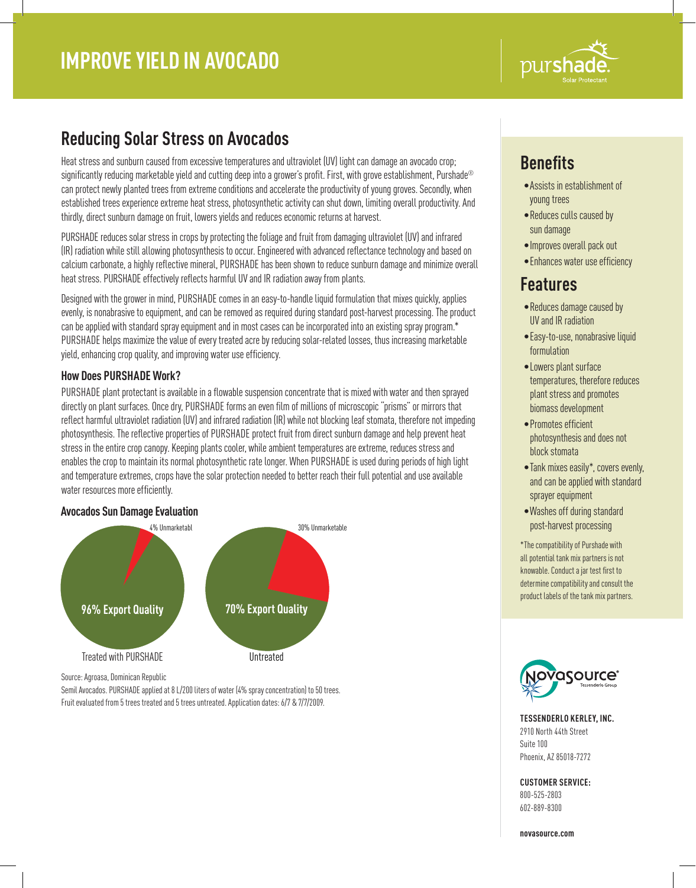# IMPROVE YIELD IN AVOCADO

purshade. Solar Protectant

## Reducing Solar Stress on Avocados

Heat stress and sunburn caused from excessive temperatures and ultraviolet (UV) light can damage an avocado crop; significantly reducing marketable yield and cutting deep into a grower's profit. First, with grove establishment, Purshade® can protect newly planted trees from extreme conditions and accelerate the productivity of young groves. Secondly, when established trees experience extreme heat stress, photosynthetic activity can shut down, limiting overall productivity. And thirdly, direct sunburn damage on fruit, lowers yields and reduces economic returns at harvest.

PURSHADE reduces solar stress in crops by protecting the foliage and fruit from damaging ultraviolet (UV) and infrared (IR) radiation while still allowing photosynthesis to occur. Engineered with advanced reflectance technology and based on calcium carbonate, a highly reflective mineral, PURSHADE has been shown to reduce sunburn damage and minimize overall heat stress. PURSHADE effectively reflects harmful UV and IR radiation away from plants.

Designed with the grower in mind, PURSHADE comes in an easy-to-handle liquid formulation that mixes quickly, applies evenly, is nonabrasive to equipment, and can be removed as required during standard post-harvest processing. The product can be applied with standard spray equipment and in most cases can be incorporated into an existing spray program.* PURSHADE helps maximize the value of every treated acre by reducing solar-related losses, thus increasing marketable yield, enhancing crop quality, and improving water use efficiency.

### How Does PURSHADE Work?

PURSHADE plant protectant is available in a flowable suspension concentrate that is mixed with water and then sprayed directly on plant surfaces. Once dry, PURSHADE forms an even film of millions of microscopic "prisms" or mirrors that reflect harmful ultraviolet radiation (UV) and infrared radiation (IR) while not blocking leaf stomata, therefore not impeding photosynthesis. The reflective properties of PURSHADE protect fruit from direct sunburn damage and help prevent heat stress in the entire crop canopy. Keeping plants cooler, while ambient temperatures are extreme, reduces stress and enables the crop to maintain its normal photosynthetic rate longer. When PURSHADE is used during periods of high light and temperature extremes, crops have the solar protection needed to better reach their full potential and use available water resources more efficiently.

### Avocados Sun Damage Evaluation

| | Treated with PURSHADE | Untreated |
|---|---|---|
| Export Quality | 96% | 70% |
| Unmarketable | 4% | 30% |

Source: Agroasa, Dominican Republic

Semil Avocados. PURSHADE applied at 8 L/200 liters of water (4% spray concentration) to 50 trees. Fruit evaluated from 5 trees treated and 5 trees untreated. Application dates: 6/7 & 7/7/2009.

## Benefits

- Assists in establishment of young trees
- Reduces culls caused by sun damage
- Improves overall pack out
- Enhances water use efficiency

## Features

- Reduces damage caused by UV and IR radiation
- Easy-to-use, nonabrasive liquid formulation
- Lowers plant surface temperatures, therefore reduces plant stress and promotes biomass development
- Promotes efficient photosynthesis and does not block stomata
- Tank mixes easily*, covers evenly, and can be applied with standard sprayer equipment
- Washes off during standard post-harvest processing

*The compatibility of Purshade with all potential tank mix partners is not knowable. Conduct a jar test first to determine compatibility and consult the product labels of the tank mix partners.

NovaSource® Tessenderlo Group

**TESSENDERLO KERLEY, INC.**
2910 North 44th Street
Suite 100
Phoenix, AZ 85018-7272

**CUSTOMER SERVICE:**
800-525-2803
602-889-8300

**novasource.com**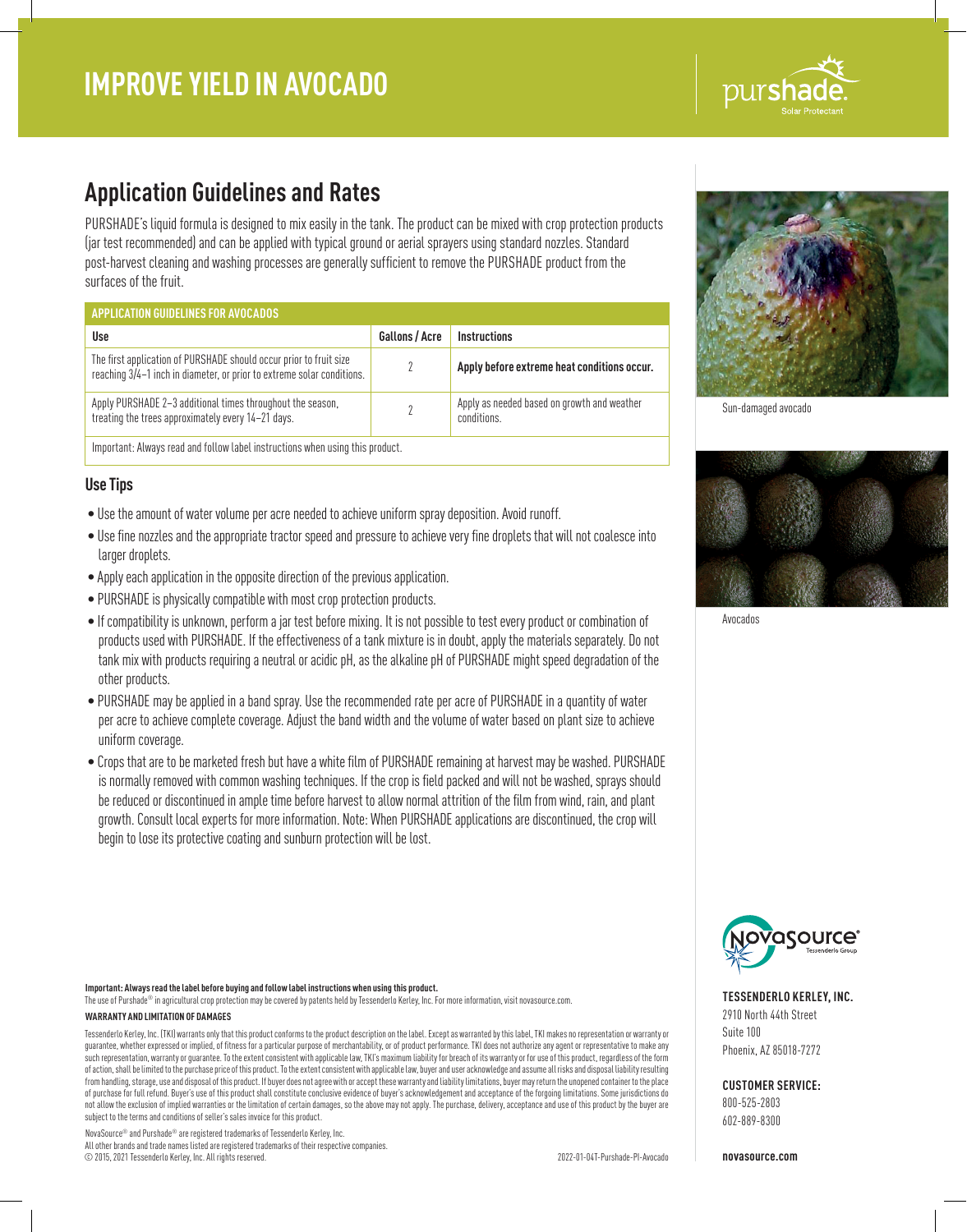# IMPROVE YIELD IN AVOCADO

purshade. Solar Protectant

## Application Guidelines and Rates

PURSHADE's liquid formula is designed to mix easily in the tank. The product can be mixed with crop protection products (jar test recommended) and can be applied with typical ground or aerial sprayers using standard nozzles. Standard post-harvest cleaning and washing processes are generally sufficient to remove the PURSHADE product from the surfaces of the fruit.

**APPLICATION GUIDELINES FOR AVOCADOS**

| Use | Gallons / Acre | Instructions |
|---|---|---|
| The first application of PURSHADE should occur prior to fruit size reaching 3/4–1 inch in diameter, or prior to extreme solar conditions. | 2 | **Apply before extreme heat conditions occur.** |
| Apply PURSHADE 2–3 additional times throughout the season, treating the trees approximately every 14–21 days. | 2 | Apply as needed based on growth and weather conditions. |
| Important: Always read and follow label instructions when using this product. | | |

### Use Tips

- Use the amount of water volume per acre needed to achieve uniform spray deposition. Avoid runoff.
- Use fine nozzles and the appropriate tractor speed and pressure to achieve very fine droplets that will not coalesce into larger droplets.
- Apply each application in the opposite direction of the previous application.
- PURSHADE is physically compatible with most crop protection products.
- If compatibility is unknown, perform a jar test before mixing. It is not possible to test every product or combination of products used with PURSHADE. If the effectiveness of a tank mixture is in doubt, apply the materials separately. Do not tank mix with products requiring a neutral or acidic pH, as the alkaline pH of PURSHADE might speed degradation of the other products.
- PURSHADE may be applied in a band spray. Use the recommended rate per acre of PURSHADE in a quantity of water per acre to achieve complete coverage. Adjust the band width and the volume of water based on plant size to achieve uniform coverage.
- Crops that are to be marketed fresh but have a white film of PURSHADE remaining at harvest may be washed. PURSHADE is normally removed with common washing techniques. If the crop is field packed and will not be washed, sprays should be reduced or discontinued in ample time before harvest to allow normal attrition of the film from wind, rain, and plant growth. Consult local experts for more information. Note: When PURSHADE applications are discontinued, the crop will begin to lose its protective coating and sunburn protection will be lost.

Sun-damaged avocado

Avocados

**Important: Always read the label before buying and follow label instructions when using this product.**
The use of Purshade® in agricultural crop protection may be covered by patents held by Tessenderlo Kerley, Inc. For more information, visit novasource.com.

**WARRANTY AND LIMITATION OF DAMAGES**

Tessenderlo Kerley, Inc. (TKI) warrants only that this product conforms to the product description on the label. Except as warranted by this label, TKI makes no representation or warranty or guarantee, whether expressed or implied, of fitness for a particular purpose of merchantability, or of product performance. TKI does not authorize any agent or representative to make any such representation, warranty or guarantee. To the extent consistent with applicable law, TKI's maximum liability for breach of its warranty or for use of this product, regardless of the form of action, shall be limited to the purchase price of this product. To the extent consistent with applicable law, buyer and user acknowledge and assume all risks and disposal liability resulting from handling, storage, use and disposal of this product. If buyer does not agree with or accept these warranty and liability limitations, buyer may return the unopened container to the place of purchase for full refund. Buyer's use of this product shall constitute conclusive evidence of buyer's acknowledgement and acceptance of the forgoing limitations. Some jurisdictions do not allow the exclusion of implied warranties or the limitation of certain damages, so the above may not apply. The purchase, delivery, acceptance and use of this product by the buyer are subject to the terms and conditions of seller's sales invoice for this product.

NovaSource® and Purshade® are registered trademarks of Tessenderlo Kerley, Inc.
All other brands and trade names listed are registered trademarks of their respective companies.
© 2015, 2021 Tessenderlo Kerley, Inc. All rights reserved.

2022-01-04T-Purshade-PI-Avocado

NovaSource® Tessenderlo Group

**TESSENDERLO KERLEY, INC.**
2910 North 44th Street
Suite 100
Phoenix, AZ 85018-7272

**CUSTOMER SERVICE:**
800-525-2803
602-889-8300

**novasource.com**